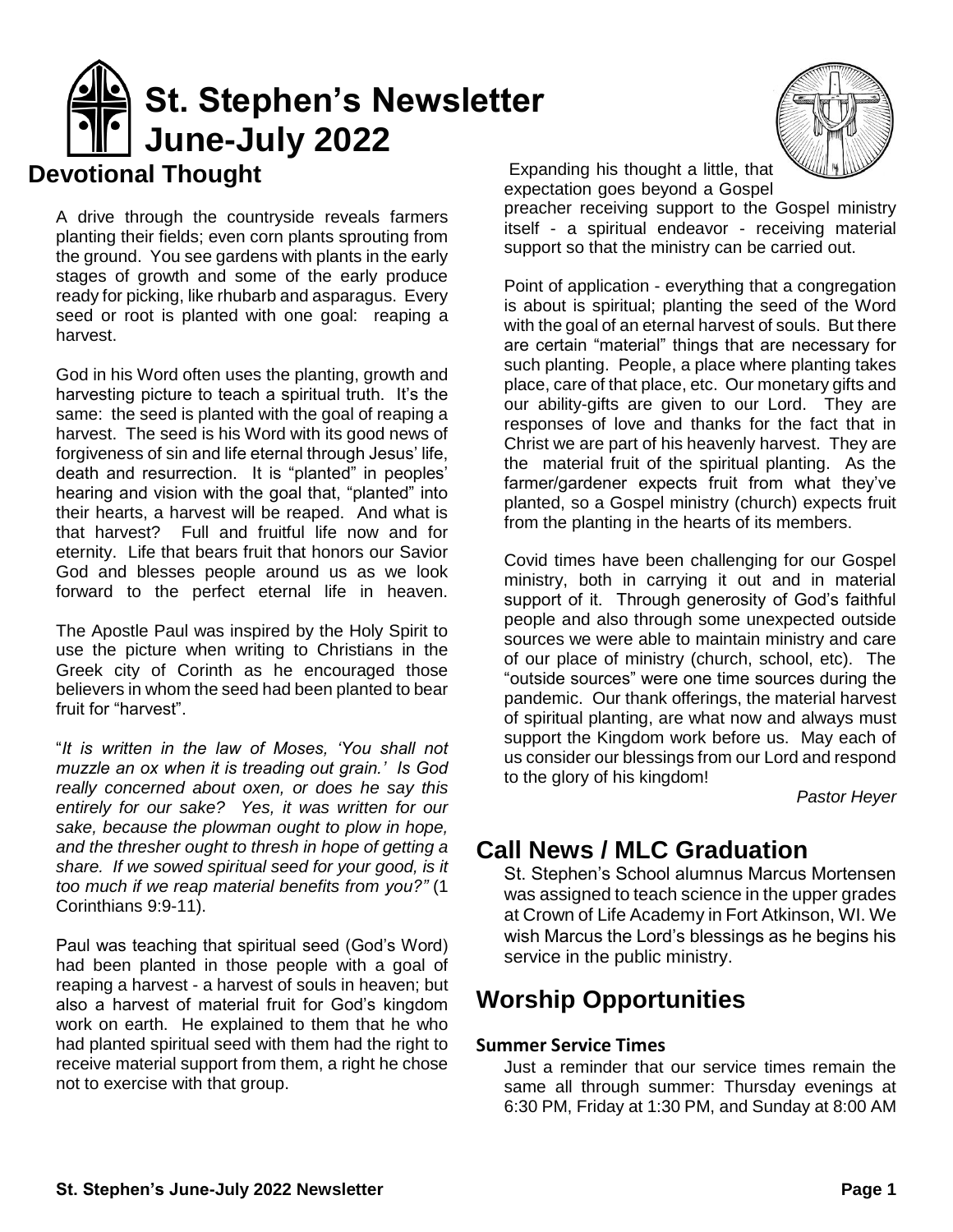# St. Stephen's Newsletter June-July 2022

## Devotional Thought

A drive through the countryside reveals farmers planting their fields; even corn plants sprouting from the ground. You see gardens with plants in the early stages of growth and some of the early produce ready for picking, like rhubarb and asparagus. Every seed or root is planted with one goal: reaping a harvest.

God in his Word often uses the planting, growth and harvesting picture to teach a spiritual truth. It's the same: the seed is planted with the goal of reaping a harvest. The seed is his Word with its good news of forgiveness of sin and life eternal through Jesus' life, death and resurrection. It is "planted" in peoples' hearing and vision with the goal that, "planted" into their hearts, a harvest will be reaped. And what is that harvest? Full and fruitful life now and for eternity. Life that bears fruit that honors our Savior God and blesses people around us as we look forward to the perfect eternal life in heaven.

The Apostle Paul was inspired by the Holy Spirit to use the picture when writing to Christians in the Greek city of Corinth as he encouraged those believers in whom the seed had been planted to bear fruit for "harvest".

"*It is written in the law of Moses, 'You shall not muzzle an ox when it is treading out grain.' Is God really concerned about oxen, or does he say this entirely for our sake? Yes, it was written for our sake, because the plowman ought to plow in hope, and the thresher ought to thresh in hope of getting a share. If we sowed spiritual seed for your good, is it too much if we reap material benefits from you?"* (1 Corinthians 9:9-11).

Paul was teaching that spiritual seed (God's Word) had been planted in those people with a goal of reaping a harvest - a harvest of souls in heaven; but also a harvest of material fruit for God's kingdom work on earth. He explained to them that he who had planted spiritual seed with them had the right to receive material support from them, a right he chose not to exercise with that group.

Expanding his thought a little, that expectation goes beyond a Gospel preacher receiving support to the Gospel ministry itself - a spiritual endeavor - receiving material support so that the ministry can be carried out.

Point of application - everything that a congregation is about is spiritual; planting the seed of the Word with the goal of an eternal harvest of souls. But there are certain "material" things that are necessary for such planting. People, a place where planting takes place, care of that place, etc. Our monetary gifts and our ability-gifts are given to our Lord. They are responses of love and thanks for the fact that in Christ we are part of his heavenly harvest. They are the material fruit of the spiritual planting. As the farmer/gardener expects fruit from what they've planted, so a Gospel ministry (church) expects fruit from the planting in the hearts of its members.

Covid times have been challenging for our Gospel ministry, both in carrying it out and in material support of it. Through generosity of God's faithful people and also through some unexpected outside sources we were able to maintain ministry and care of our place of ministry (church, school, etc). The "outside sources" were one time sources during the pandemic. Our thank offerings, the material harvest of spiritual planting, are what now and always must support the Kingdom work before us. May each of us consider our blessings from our Lord and respond to the glory of his kingdom!

*Pastor Heyer*

## Call News / MLC Graduation

St. Stephen's School alumnus Marcus Mortensen was assigned to teach science in the upper grades at Crown of Life Academy in Fort Atkinson, WI. We wish Marcus the Lord's blessings as he begins his service in the public ministry.

## Worship Opportunities

### Summer Service Times

Just a reminder that our service times remain the same all through summer: Thursday evenings at 6:30 PM, Friday at 1:30 PM, and Sunday at 8:00 AM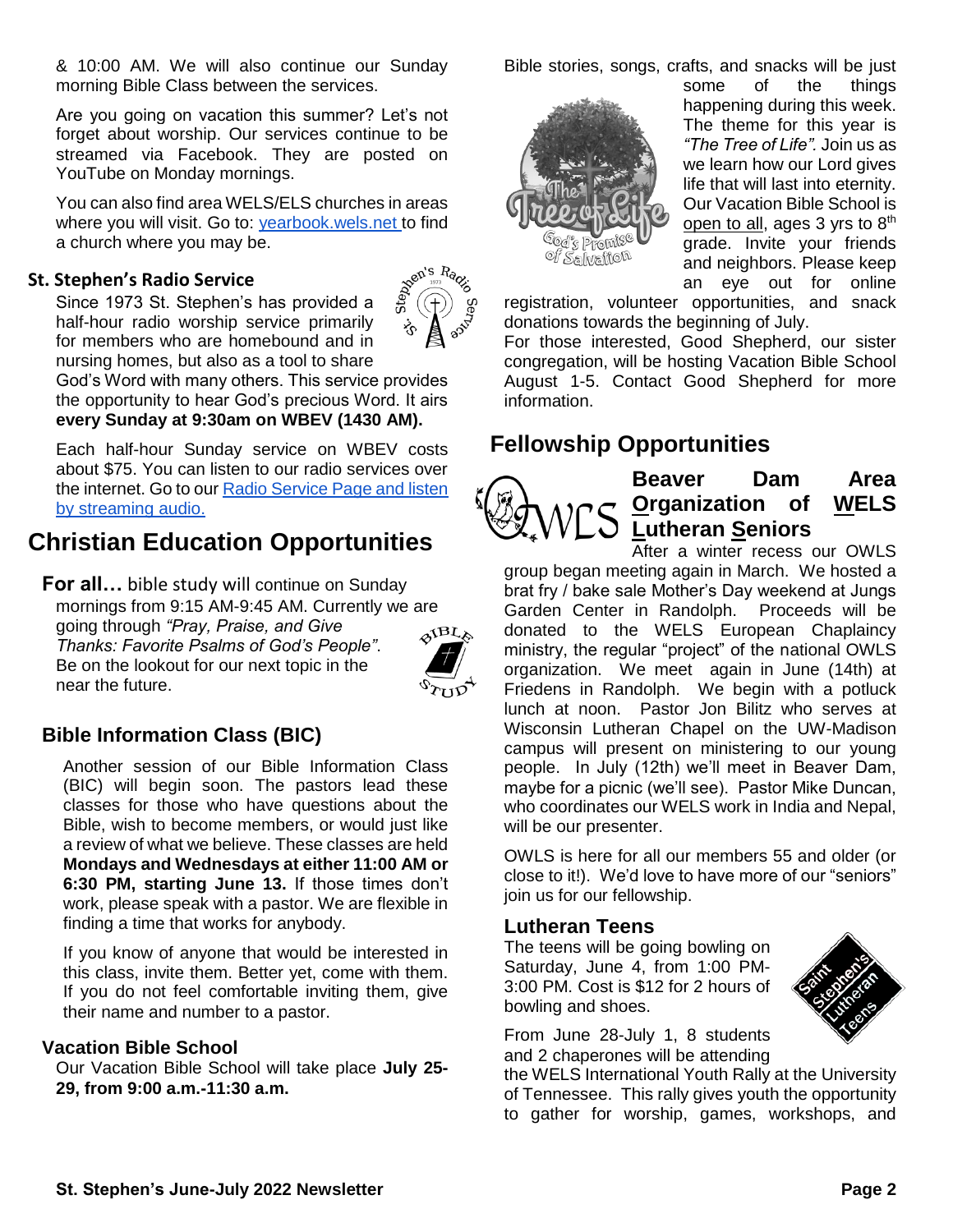& 10:00 AM. We will also continue our Sunday morning Bible Class between the services.

Are you going on vacation this summer? Let's not forget about worship. Our services continue to be streamed via Facebook. They are posted on YouTube on Monday mornings.

You can also find area WELS/ELS churches in areas where you will visit. Go to: yearbook.wels.net to find a church where you may be.

### St. Stephen's Radio Service

Since 1973 St. Stephen's has provided a half-hour radio worship service primarily for members who are homebound and in nursing homes, but also as a tool to share God's Word with many others. This service provides the opportunity to hear God's precious Word. It airs **every Sunday at 9:30am on WBEV (1430 AM).**

Each half-hour Sunday service on WBEV costs about $75. You can listen to our radio services over the internet. Go to our Radio Service Page and listen by streaming audio.

# Christian Education Opportunities

**For all…** bible study will continue on Sunday mornings from 9:15 AM-9:45 AM. Currently we are going through *"Pray, Praise, and Give Thanks: Favorite Psalms of God's People"*. Be on the lookout for our next topic in the near the future.

## Bible Information Class (BIC)

Another session of our Bible Information Class (BIC) will begin soon. The pastors lead these classes for those who have questions about the Bible, wish to become members, or would just like a review of what we believe. These classes are held **Mondays and Wednesdays at either 11:00 AM or 6:30 PM, starting June 13.** If those times don't work, please speak with a pastor. We are flexible in finding a time that works for anybody.

If you know of anyone that would be interested in this class, invite them. Better yet, come with them. If you do not feel comfortable inviting them, give their name and number to a pastor.

### Vacation Bible School

Our Vacation Bible School will take place **July 25-29, from 9:00 a.m.-11:30 a.m.** Bible stories, songs, crafts, and snacks will be just some of the things happening during this week. The theme for this year is *"The Tree of Life"*. Join us as we learn how our Lord gives life that will last into eternity. Our Vacation Bible School is open to all, ages 3 yrs to 8th grade. Invite your friends and neighbors. Please keep an eye out for online registration, volunteer opportunities, and snack donations towards the beginning of July.

For those interested, Good Shepherd, our sister congregation, will be hosting Vacation Bible School August 1-5. Contact Good Shepherd for more information.

# Fellowship Opportunities

## Beaver Dam Area Organization of WELS Lutheran Seniors

After a winter recess our OWLS group began meeting again in March. We hosted a brat fry / bake sale Mother's Day weekend at Jungs Garden Center in Randolph. Proceeds will be donated to the WELS European Chaplaincy ministry, the regular "project" of the national OWLS organization. We meet again in June (14th) at Friedens in Randolph. We begin with a potluck lunch at noon. Pastor Jon Bilitz who serves at Wisconsin Lutheran Chapel on the UW-Madison campus will present on ministering to our young people. In July (12th) we'll meet in Beaver Dam, maybe for a picnic (we'll see). Pastor Mike Duncan, who coordinates our WELS work in India and Nepal, will be our presenter.

OWLS is here for all our members 55 and older (or close to it!). We'd love to have more of our "seniors" join us for our fellowship.

### Lutheran Teens

The teens will be going bowling on Saturday, June 4, from 1:00 PM-3:00 PM. Cost is $12 for 2 hours of bowling and shoes.

From June 28-July 1, 8 students and 2 chaperones will be attending the WELS International Youth Rally at the University of Tennessee. This rally gives youth the opportunity to gather for worship, games, workshops, and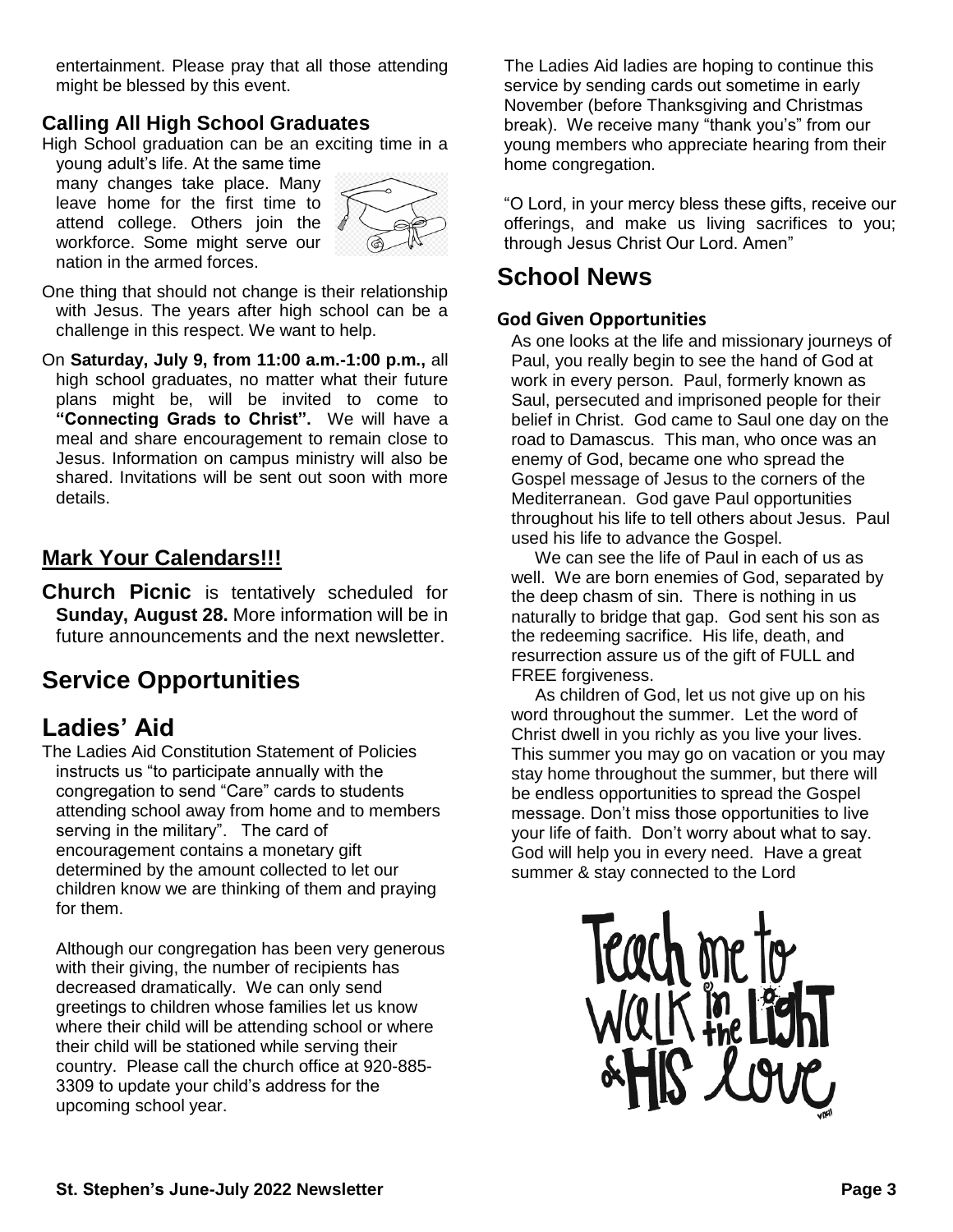entertainment. Please pray that all those attending might be blessed by this event.

### Calling All High School Graduates

High School graduation can be an exciting time in a young adult's life. At the same time many changes take place. Many leave home for the first time to attend college. Others join the workforce. Some might serve our nation in the armed forces.

One thing that should not change is their relationship with Jesus. The years after high school can be a challenge in this respect. We want to help.

On **Saturday, July 9, from 11:00 a.m.-1:00 p.m.,** all high school graduates, no matter what their future plans might be, will be invited to come to **"Connecting Grads to Christ".** We will have a meal and share encouragement to remain close to Jesus. Information on campus ministry will also be shared. Invitations will be sent out soon with more details.

## Mark Your Calendars!!!

**Church Picnic** is tentatively scheduled for **Sunday, August 28.** More information will be in future announcements and the next newsletter.

# Service Opportunities

# Ladies' Aid

The Ladies Aid Constitution Statement of Policies instructs us "to participate annually with the congregation to send "Care" cards to students attending school away from home and to members serving in the military". The card of encouragement contains a monetary gift determined by the amount collected to let our children know we are thinking of them and praying for them.

Although our congregation has been very generous with their giving, the number of recipients has decreased dramatically. We can only send greetings to children whose families let us know where their child will be attending school or where their child will be stationed while serving their country. Please call the church office at 920-885-3309 to update your child's address for the upcoming school year.

The Ladies Aid ladies are hoping to continue this service by sending cards out sometime in early November (before Thanksgiving and Christmas break). We receive many "thank you's" from our young members who appreciate hearing from their home congregation.

"O Lord, in your mercy bless these gifts, receive our offerings, and make us living sacrifices to you; through Jesus Christ Our Lord. Amen"

# School News

### God Given Opportunities

As one looks at the life and missionary journeys of Paul, you really begin to see the hand of God at work in every person. Paul, formerly known as Saul, persecuted and imprisoned people for their belief in Christ. God came to Saul one day on the road to Damascus. This man, who once was an enemy of God, became one who spread the Gospel message of Jesus to the corners of the Mediterranean. God gave Paul opportunities throughout his life to tell others about Jesus. Paul used his life to advance the Gospel.

We can see the life of Paul in each of us as well. We are born enemies of God, separated by the deep chasm of sin. There is nothing in us naturally to bridge that gap. God sent his son as the redeeming sacrifice. His life, death, and resurrection assure us of the gift of FULL and FREE forgiveness.

As children of God, let us not give up on his word throughout the summer. Let the word of Christ dwell in you richly as you live your lives. This summer you may go on vacation or you may stay home throughout the summer, but there will be endless opportunities to spread the Gospel message. Don't miss those opportunities to live your life of faith. Don't worry about what to say. God will help you in every need. Have a great summer & stay connected to the Lord

Teach me to Walk in the Light & His Love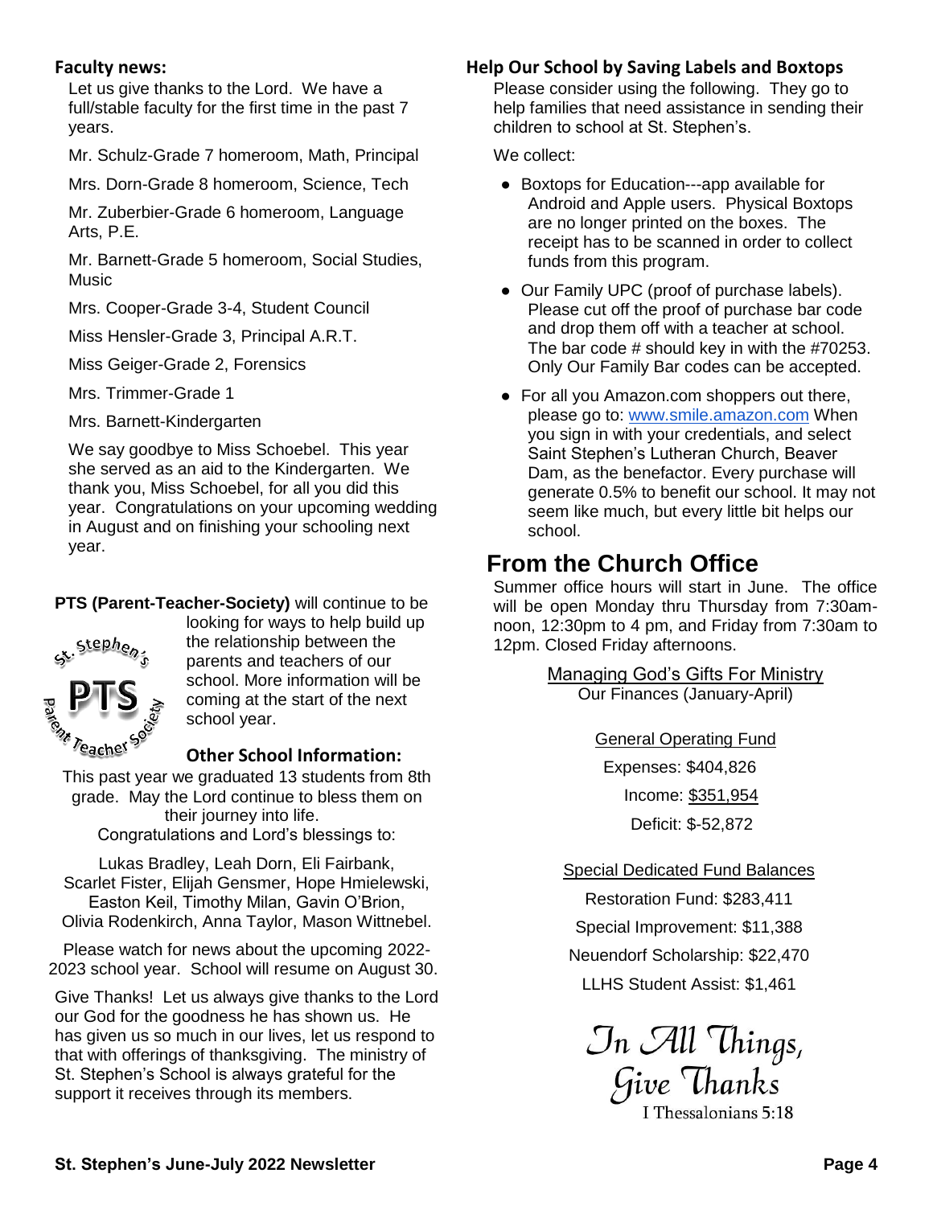### Faculty news:

Let us give thanks to the Lord. We have a full/stable faculty for the first time in the past 7 years.

Mr. Schulz-Grade 7 homeroom, Math, Principal

Mrs. Dorn-Grade 8 homeroom, Science, Tech

Mr. Zuberbier-Grade 6 homeroom, Language Arts, P.E.

Mr. Barnett-Grade 5 homeroom, Social Studies, Music

Mrs. Cooper-Grade 3-4, Student Council

Miss Hensler-Grade 3, Principal A.R.T.

Miss Geiger-Grade 2, Forensics

Mrs. Trimmer-Grade 1

Mrs. Barnett-Kindergarten

We say goodbye to Miss Schoebel. This year she served as an aid to the Kindergarten. We thank you, Miss Schoebel, for all you did this year. Congratulations on your upcoming wedding in August and on finishing your schooling next year.

**PTS (Parent-Teacher-Society)** will continue to be looking for ways to help build up the relationship between the parents and teachers of our school. More information will be coming at the start of the next school year.

St. Stephen's PTS Parent Teacher Society

### Other School Information:

This past year we graduated 13 students from 8th grade. May the Lord continue to bless them on their journey into life.
Congratulations and Lord's blessings to:

Lukas Bradley, Leah Dorn, Eli Fairbank, Scarlet Fister, Elijah Gensmer, Hope Hmielewski, Easton Keil, Timothy Milan, Gavin O'Brion, Olivia Rodenkirch, Anna Taylor, Mason Wittnebel.

Please watch for news about the upcoming 2022-2023 school year. School will resume on August 30.

Give Thanks! Let us always give thanks to the Lord our God for the goodness he has shown us. He has given us so much in our lives, let us respond to that with offerings of thanksgiving. The ministry of St. Stephen's School is always grateful for the support it receives through its members.

### Help Our School by Saving Labels and Boxtops

Please consider using the following. They go to help families that need assistance in sending their children to school at St. Stephen's.

We collect:

- Boxtops for Education---app available for Android and Apple users. Physical Boxtops are no longer printed on the boxes. The receipt has to be scanned in order to collect funds from this program.
- Our Family UPC (proof of purchase labels). Please cut off the proof of purchase bar code and drop them off with a teacher at school. The bar code # should key in with the #70253. Only Our Family Bar codes can be accepted.
- For all you Amazon.com shoppers out there, please go to: www.smile.amazon.com When you sign in with your credentials, and select Saint Stephen's Lutheran Church, Beaver Dam, as the benefactor. Every purchase will generate 0.5% to benefit our school. It may not seem like much, but every little bit helps our school.

## From the Church Office

Summer office hours will start in June. The office will be open Monday thru Thursday from 7:30am-noon, 12:30pm to 4 pm, and Friday from 7:30am to 12pm. Closed Friday afternoons.

Managing God's Gifts For Ministry
Our Finances (January-April)

General Operating Fund

Expenses: $404,826

Income: $351,954

Deficit: $-52,872

Special Dedicated Fund Balances

Restoration Fund: $283,411

Special Improvement: $11,388

Neuendorf Scholarship: $22,470

LLHS Student Assist: $1,461

*In All Things, Give Thanks*
I Thessalonians 5:18